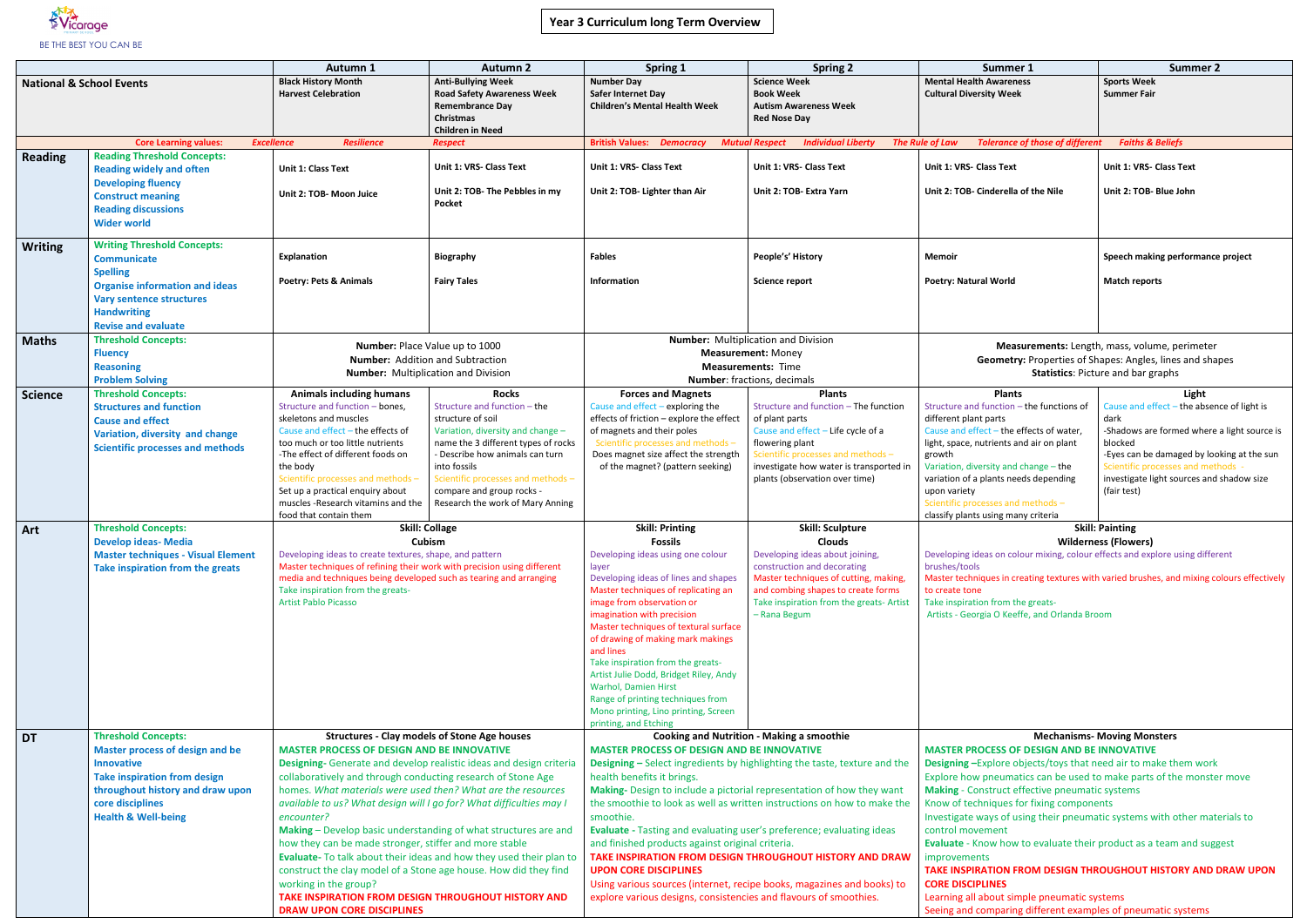Vicarage
BE THE BEST YOU CAN BE

# Year 3 Curriculum long Term Overview

| | | Autumn 1 | Autumn 2 | Spring 1 | Spring 2 | Summer 1 | Summer 2 |
|---|---|---|---|---|---|---|---|
| **National & School Events** | | Black History Month<br>Harvest Celebration | Anti-Bullying Week<br>Road Safety Awareness Week<br>Remembrance Day<br>Christmas<br>Children in Need | Number Day<br>Safer Internet Day<br>Children's Mental Health Week | Science Week<br>Book Week<br>Autism Awareness Week<br>Red Nose Day | Mental Health Awareness<br>Cultural Diversity Week | Sports Week<br>Summer Fair |
| | Core Learning values: | *Excellence* | *Resilience* / *Respect* | British Values: *Democracy* / *Mutual Respect* | *Individual Liberty* / *The Rule of Law* | *Tolerance of those of different* | *Faiths & Beliefs* |
| **Reading** | Reading Threshold Concepts:<br>Reading widely and often<br>Developing fluency<br>Construct meaning<br>Reading discussions<br>Wider world | Unit 1: Class Text<br><br>Unit 2: TOB- Moon Juice | Unit 1: VRS- Class Text<br><br>Unit 2: TOB- The Pebbles in my Pocket | Unit 1: VRS- Class Text<br><br>Unit 2: TOB- Lighter than Air | Unit 1: VRS- Class Text<br><br>Unit 2: TOB- Extra Yarn | Unit 1: VRS- Class Text<br><br>Unit 2: TOB- Cinderella of the Nile | Unit 1: VRS- Class Text<br><br>Unit 2: TOB- Blue John |
| **Writing** | Writing Threshold Concepts:<br>Communicate<br>Spelling<br>Organise information and ideas<br>Vary sentence structures<br>Handwriting<br>Revise and evaluate | Explanation<br><br>Poetry: Pets & Animals | Biography<br><br>Fairy Tales | Fables<br><br>Information | People's' History<br><br>Science report | Memoir<br><br>Poetry: Natural World | Speech making performance project<br><br>Match reports |
| **Maths** | Threshold Concepts:<br>Fluency<br>Reasoning<br>Problem Solving | **Number:** Place Value up to 1000<br>**Number:** Addition and Subtraction<br>**Number:** Multiplication and Division | | **Number:** Multiplication and Division<br>**Measurement:** Money<br>**Measurements:** Time<br>**Number:** fractions, decimals | | **Measurements:** Length, mass, volume, perimeter<br>**Geometry:** Properties of Shapes: Angles, lines and shapes<br>**Statistics:** Picture and bar graphs | |
| **Science** | Threshold Concepts:<br>Structures and function<br>Cause and effect<br>Variation, diversity and change<br>Scientific processes and methods | **Animals including humans**<br>Structure and function – bones, skeletons and muscles<br>Cause and effect – the effects of too much or too little nutrients<br>-The effect of different foods on the body<br>Scientific processes and methods – Set up a practical enquiry about muscles -Research vitamins and the food that contain them | **Rocks**<br>Structure and function – the structure of soil<br>Variation, diversity and change – name the 3 different types of rocks<br>- Describe how animals can turn into fossils<br>Scientific processes and methods – compare and group rocks - Research the work of Mary Anning | **Forces and Magnets**<br>Cause and effect – exploring the effects of friction – explore the effect of magnets and their poles<br>Scientific processes and methods – Does magnet size affect the strength of the magnet? (pattern seeking) | **Plants**<br>Structure and function – The function of plant parts<br>Cause and effect – Life cycle of a flowering plant<br>Scientific processes and methods – investigate how water is transported in plants (observation over time) | **Plants**<br>Structure and function – the functions of different plant parts<br>Cause and effect – the effects of water, light, space, nutrients and air on plant growth<br>Variation, diversity and change – the variation of a plants needs depending upon variety<br>Scientific processes and methods – classify plants using many criteria | **Light**<br>Cause and effect – the absence of light is dark<br>-Shadows are formed where a light source is blocked<br>-Eyes can be damaged by looking at the sun<br>Scientific processes and methods - investigate light sources and shadow size (fair test) |
| **Art** | Threshold Concepts:<br>Develop ideas- Media<br>Master techniques - Visual Element<br>Take inspiration from the greats | **Skill: Collage**<br>**Cubism**<br>Developing ideas to create textures, shape, and pattern<br>Master techniques of refining their work with precision using different media and techniques being developed such as tearing and arranging<br>Take inspiration from the greats-<br>Artist Pablo Picasso | | **Skill: Printing**<br>**Fossils**<br>Developing ideas using one colour layer<br>Developing ideas of lines and shapes<br>Master techniques of replicating an image from observation or imagination with precision<br>Master techniques of textural surface of drawing of making mark makings and lines<br>Take inspiration from the greats- Artist Julie Dodd, Bridget Riley, Andy Warhol, Damien Hirst<br>Range of printing techniques from Mono printing, Lino printing, Screen printing, and Etching | **Skill: Sculpture**<br>**Clouds**<br>Developing ideas about joining, construction and decorating<br>Master techniques of cutting, making, and combing shapes to create forms<br>Take inspiration from the greats- Artist – Rana Begum | **Skill: Painting**<br>**Wilderness (Flowers)**<br>Developing ideas on colour mixing, colour effects and explore using different brushes/tools<br>Master techniques in creating textures with varied brushes, and mixing colours effectively to create tone<br>Take inspiration from the greats-<br>Artists - Georgia O Keeffe, and Orlanda Broom | |
| **DT** | Threshold Concepts:<br>Master process of design and be Innovative<br>Take inspiration from design throughout history and draw upon core disciplines<br>Health & Well-being | **Structures - Clay models of Stone Age houses**<br>**MASTER PROCESS OF DESIGN AND BE INNOVATIVE**<br>**Designing-** Generate and develop realistic ideas and design criteria collaboratively and through conducting research of Stone Age homes. *What materials were used then? What are the resources available to us? What design will I go for? What difficulties may I encounter?*<br>**Making** – Develop basic understanding of what structures are and how they can be made stronger, stiffer and more stable<br>**Evaluate-** To talk about their ideas and how they used their plan to construct the clay model of a Stone age house. How did they find working in the group?<br>**TAKE INSPIRATION FROM DESIGN THROUGHOUT HISTORY AND DRAW UPON CORE DISCIPLINES** | | **Cooking and Nutrition - Making a smoothie**<br>**MASTER PROCESS OF DESIGN AND BE INNOVATIVE**<br>**Designing –** Select ingredients by highlighting the taste, texture and the health benefits it brings.<br>**Making-** Design to include a pictorial representation of how they want the smoothie to look as well as written instructions on how to make the smoothie.<br>**Evaluate -** Tasting and evaluating user's preference; evaluating ideas and finished products against original criteria.<br>**TAKE INSPIRATION FROM DESIGN THROUGHOUT HISTORY AND DRAW UPON CORE DISCIPLINES**<br>Using various sources (internet, recipe books, magazines and books) to explore various designs, consistencies and flavours of smoothies. | | **Mechanisms- Moving Monsters**<br>**MASTER PROCESS OF DESIGN AND BE INNOVATIVE**<br>**Designing –**Explore objects/toys that need air to make them work<br>Explore how pneumatics can be used to make parts of the monster move<br>**Making** - Construct effective pneumatic systems<br>Know of techniques for fixing components<br>Investigate ways of using their pneumatic systems with other materials to control movement<br>**Evaluate** - Know how to evaluate their product as a team and suggest improvements<br>**TAKE INSPIRATION FROM DESIGN THROUGHOUT HISTORY AND DRAW UPON CORE DISCIPLINES**<br>Learning all about simple pneumatic systems<br>Seeing and comparing different examples of pneumatic systems | |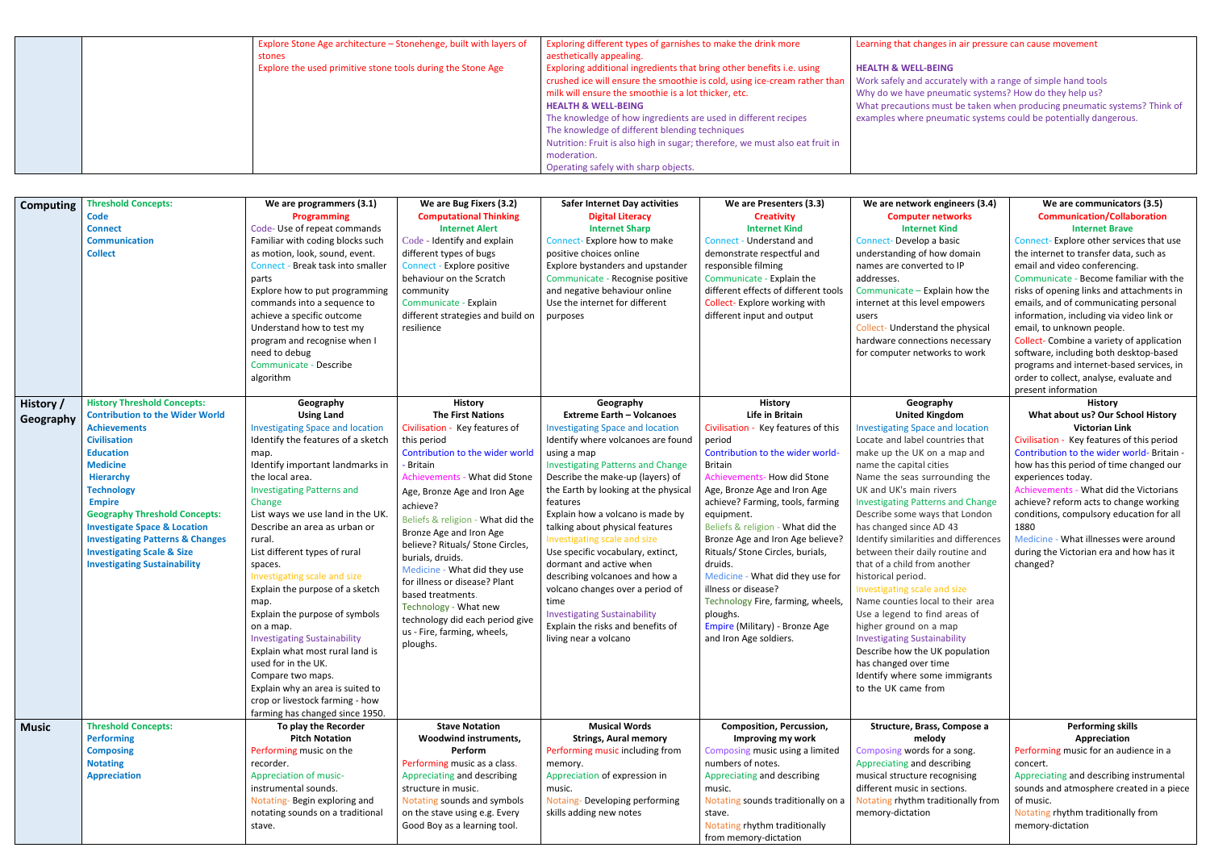| | | | | | | |
|---|---|---|---|---|---|---|
| | | Explore Stone Age architecture – Stonehenge, built with layers of stones<br>Explore the used primitive stone tools during the Stone Age | | Exploring different types of garnishes to make the drink more aesthetically appealing.<br>Exploring additional ingredients that bring other benefits i.e. using crushed ice will ensure the smoothie is cold, using ice-cream rather than milk will ensure the smoothie is a lot thicker, etc.<br>**HEALTH & WELL-BEING**<br>The knowledge of how ingredients are used in different recipes<br>The knowledge of different blending techniques<br>Nutrition: Fruit is also high in sugar; therefore, we must also eat fruit in moderation.<br>Operating safely with sharp objects. | | Learning that changes in air pressure can cause movement<br>**HEALTH & WELL-BEING**<br>Work safely and accurately with a range of simple hand tools<br>Why do we have pneumatic systems? How do they help us?<br>What precautions must be taken when producing pneumatic systems? Think of examples where pneumatic systems could be potentially dangerous. |

| | | | | | | | |
|---|---|---|---|---|---|---|---|
| **Computing** | **Threshold Concepts:**<br>**Code**<br>**Connect**<br>**Communication**<br>**Collect** | **We are programmers (3.1)**<br>**Programming**<br>Code- Use of repeat commands<br>Familiar with coding blocks such as motion, look, sound, event.<br>Connect - Break task into smaller parts<br>Explore how to put programming commands into a sequence to achieve a specific outcome<br>Understand how to test my program and recognise when I need to debug<br>Communicate - Describe algorithm | **We are Bug Fixers (3.2)**<br>**Computational Thinking**<br>**Internet Alert**<br>Code - Identify and explain different types of bugs<br>Connect - Explore positive behaviour on the Scratch community<br>Communicate - Explain different strategies and build on resilience | **Safer Internet Day activities**<br>**Digital Literacy**<br>**Internet Sharp**<br>Connect- Explore how to make positive choices online<br>Explore bystanders and upstander<br>Communicate - Recognise positive and negative behaviour online<br>Use the internet for different purposes | **We are Presenters (3.3)**<br>**Creativity**<br>**Internet Kind**<br>Connect - Understand and demonstrate respectful and responsible filming<br>Communicate - Explain the different effects of different tools<br>Collect- Explore working with different input and output | **We are network engineers (3.4)**<br>**Computer networks**<br>**Internet Kind**<br>Connect- Develop a basic understanding of how domain names are converted to IP addresses.<br>Communicate – Explain how the internet at this level empowers users<br>Collect- Understand the physical hardware connections necessary for computer networks to work | **We are communicators (3.5)**<br>**Communication/Collaboration**<br>**Internet Brave**<br>Connect- Explore other services that use the internet to transfer data, such as email and video conferencing.<br>Communicate - Become familiar with the risks of opening links and attachments in emails, and of communicating personal information, including via video link or email, to unknown people.<br>Collect- Combine a variety of application software, including both desktop-based programs and internet-based services, in order to collect, analyse, evaluate and present information |
| **History / Geography** | **History Threshold Concepts:**<br>**Contribution to the Wider World**<br>**Achievements**<br>**Civilisation**<br>**Education**<br>**Medicine**<br>**Hierarchy**<br>**Technology**<br>**Empire**<br>**Geography Threshold Concepts:**<br>**Investigate Space & Location**<br>**Investigating Patterns & Changes**<br>**Investigating Scale & Size**<br>**Investigating Sustainability** | **Geography**<br>**Using Land**<br>Investigating Space and location<br>Identify the features of a sketch map.<br>Identify important landmarks in the local area.<br>Investigating Patterns and Change<br>List ways we use land in the UK.<br>Describe an area as urban or rural.<br>List different types of rural spaces.<br>Investigating scale and size<br>Explain the purpose of a sketch map.<br>Explain the purpose of symbols on a map.<br>Investigating Sustainability<br>Explain what most rural land is used for in the UK.<br>Compare two maps.<br>Explain why an area is suited to crop or livestock farming - how farming has changed since 1950. | **History**<br>**The First Nations**<br>Civilisation - Key features of this period<br>Contribution to the wider world - Britain<br>Achievements - What did Stone Age, Bronze Age and Iron Age achieve?<br>Beliefs & religion - What did the Bronze Age and Iron Age believe? Rituals/ Stone Circles, burials, druids.<br>Medicine - What did they use for illness or disease? Plant based treatments.<br>Technology - What new technology did each period give us - Fire, farming, wheels, ploughs. | **Geography**<br>**Extreme Earth – Volcanoes**<br>Investigating Space and location<br>Identify where volcanoes are found using a map<br>Investigating Patterns and Change<br>Describe the make-up (layers) of the Earth by looking at the physical features<br>Explain how a volcano is made by talking about physical features<br>Investigating scale and size<br>Use specific vocabulary, extinct, dormant and active when describing volcanoes and how a volcano changes over a period of time<br>Investigating Sustainability<br>Explain the risks and benefits of living near a volcano | **History**<br>**Life in Britain**<br>Civilisation - Key features of this period<br>Contribution to the wider world- Britain<br>Achievements- How did Stone Age, Bronze Age and Iron Age achieve? Farming, tools, farming equipment.<br>Beliefs & religion - What did the Bronze Age and Iron Age believe? Rituals/ Stone Circles, burials, druids.<br>Medicine - What did they use for illness or disease?<br>Technology Fire, farming, wheels, ploughs.<br>Empire (Military) - Bronze Age and Iron Age soldiers. | **Geography**<br>**United Kingdom**<br>Investigating Space and location<br>Locate and label countries that make up the UK on a map and name the capital cities<br>Name the seas surrounding the UK and UK's main rivers<br>Investigating Patterns and Change<br>Describe some ways that London has changed since AD 43<br>Identify similarities and differences between their daily routine and that of a child from another historical period.<br>Investigating scale and size<br>Name counties local to their area<br>Use a legend to find areas of higher ground on a map<br>Investigating Sustainability<br>Describe how the UK population has changed over time<br>Identify where some immigrants to the UK came from | **History**<br>**What about us? Our School History Victorian Link**<br>Civilisation - Key features of this period<br>Contribution to the wider world- Britain - how has this period of time changed our experiences today.<br>Achievements - What did the Victorians achieve? reform acts to change working conditions, compulsory education for all 1880<br>Medicine - What illnesses were around during the Victorian era and how has it changed? |
| **Music** | **Threshold Concepts:**<br>**Performing**<br>**Composing**<br>**Notating**<br>**Appreciation** | **To play the Recorder**<br>**Pitch Notation**<br>Performing music on the recorder.<br>Appreciation of music- instrumental sounds.<br>Notating- Begin exploring and notating sounds on a traditional stave. | **Stave Notation**<br>**Woodwind instruments, Perform**<br>Performing music as a class.<br>Appreciating and describing structure in music.<br>Notating sounds and symbols on the stave using e.g. Every Good Boy as a learning tool. | **Musical Words**<br>**Strings, Aural memory**<br>Performing music including from memory.<br>Appreciation of expression in music.<br>Notating- Developing performing skills adding new notes | **Composition, Percussion, Improving my work**<br>Composing music using a limited numbers of notes.<br>Appreciating and describing music.<br>Notating sounds traditionally on a stave.<br>Notating rhythm traditionally from memory-dictation | **Structure, Brass, Compose a melody**<br>Composing words for a song.<br>Appreciating and describing musical structure recognising different music in sections.<br>Notating rhythm traditionally from memory-dictation | **Performing skills**<br>**Appreciation**<br>Performing music for an audience in a concert.<br>Appreciating and describing instrumental sounds and atmosphere created in a piece of music.<br>Notating rhythm traditionally from memory-dictation |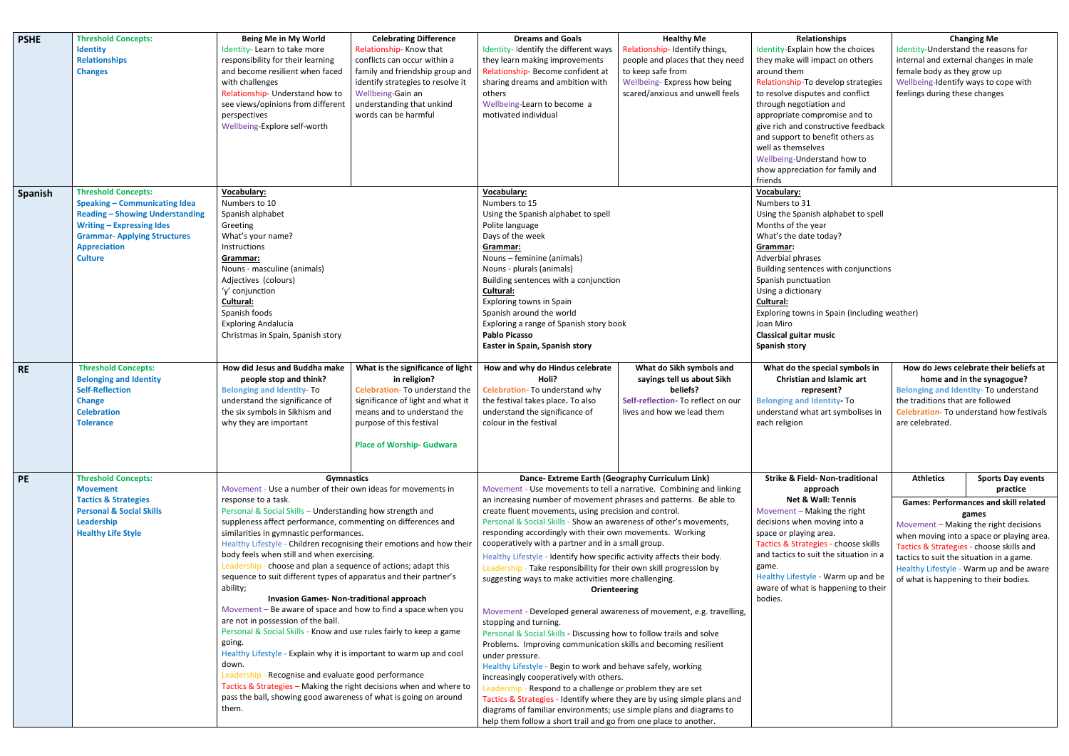| | | | | | | | | |
|---|---|---|---|---|---|---|---|---|
| **PSHE** | **Threshold Concepts:** **Identity** **Relationships** **Changes** | **Being Me in My World** Identity- Learn to take more responsibility for their learning and become resilient when faced with challenges Relationship- Understand how to see views/opinions from different perspectives Wellbeing-Explore self-worth | **Celebrating Difference** Relationship- Know that conflicts can occur within a family and friendship group and identify strategies to resolve it Wellbeing-Gain an understanding that unkind words can be harmful | **Dreams and Goals** Identity- Identify the different ways they learn making improvements Relationship- Become confident at sharing dreams and ambition with others Wellbeing-Learn to become a motivated individual | **Healthy Me** Relationship- Identify things, people and places that they need to keep safe from Wellbeing- Express how being scared/anxious and unwell feels | **Relationships** Identity-Explain how the choices they make will impact on others around them Relationship-To develop strategies to resolve disputes and conflict through negotiation and appropriate compromise and to give rich and constructive feedback and support to benefit others as well as themselves Wellbeing-Understand how to show appreciation for family and friends | **Changing Me** Identity-Understand the reasons for internal and external changes in male female body as they grow up Wellbeing-Identify ways to cope with feelings during these changes | |
| **Spanish** | **Threshold Concepts:** **Speaking – Communicating Idea** **Reading – Showing Understanding** **Writing – Expressing Ides** **Grammar- Applying Structures** **Appreciation** **Culture** | **Vocabulary:** Numbers to 10 Spanish alphabet Greeting What's your name? Instructions **Grammar:** Nouns - masculine (animals) Adjectives (colours) 'y' conjunction **Cultural:** Spanish foods Exploring Andalucía Christmas in Spain, Spanish story | | **Vocabulary:** Numbers to 15 Using the Spanish alphabet to spell Polite language Days of the week **Grammar:** Nouns – feminine (animals) Nouns - plurals (animals) Building sentences with a conjunction **Cultural:** Exploring towns in Spain Spanish around the world Exploring a range of Spanish story book **Pablo Picasso** **Easter in Spain, Spanish story** | | **Vocabulary:** Numbers to 31 Using the Spanish alphabet to spell Months of the year What's the date today? **Grammar:** Adverbial phrases Building sentences with conjunctions Spanish punctuation Using a dictionary **Cultural:** Exploring towns in Spain (including weather) Joan Miro **Classical guitar music** **Spanish story** | | |
| **RE** | **Threshold Concepts:** **Belonging and Identity** **Self-Reflection** **Change** **Celebration** **Tolerance** | **How did Jesus and Buddha make people stop and think?** Belonging and Identity- To understand the significance of the six symbols in Sikhism and why they are important | **What is the significance of light in religion?** Celebration- To understand the significance of light and what it means and to understand the purpose of this festival **Place of Worship- Gudwara** | **How and why do Hindus celebrate Holi?** Celebration- To understand why the festival takes place. To also understand the significance of colour in the festival | **What do Sikh symbols and sayings tell us about Sikh beliefs?** Self-reflection- To reflect on our lives and how we lead them | **What do the special symbols in Christian and Islamic art represent?** Belonging and Identity- To understand what art symbolises in each religion | **How do Jews celebrate their beliefs at home and in the synagogue?** Belonging and Identity- To understand the traditions that are followed Celebration- To understand how festivals are celebrated. | |
| **PE** | **Threshold Concepts:** **Movement** **Tactics & Strategies** **Personal & Social Skills** **Leadership** **Healthy Life Style** | **Gymnastics** Movement - Use a number of their own ideas for movements in response to a task. Personal & Social Skills – Understanding how strength and suppleness affect performance, commenting on differences and similarities in gymnastic performances. Healthy Lifestyle - Children recognising their emotions and how their body feels when still and when exercising. Leadership - choose and plan a sequence of actions; adapt this sequence to suit different types of apparatus and their partner's ability; **Invasion Games- Non-traditional approach** Movement – Be aware of space and how to find a space when you are not in possession of the ball. Personal & Social Skills - Know and use rules fairly to keep a game going. Healthy Lifestyle - Explain why it is important to warm up and cool down. Leadership - Recognise and evaluate good performance Tactics & Strategies – Making the right decisions when and where to pass the ball, showing good awareness of what is going on around them. | | **Dance- Extreme Earth (Geography Curriculum Link)** Movement - Use movements to tell a narrative. Combining and linking an increasing number of movement phrases and patterns. Be able to create fluent movements, using precision and control. Personal & Social Skills - Show an awareness of other's movements, responding accordingly with their own movements. Working cooperatively with a partner and in a small group. Healthy Lifestyle - Identify how specific activity affects their body. Leadership - Take responsibility for their own skill progression by suggesting ways to make activities more challenging. **Orienteering** Movement - Developed general awareness of movement, e.g. travelling, stopping and turning. Personal & Social Skills - Discussing how to follow trails and solve Problems. Improving communication skills and becoming resilient under pressure. Healthy Lifestyle - Begin to work and behave safely, working increasingly cooperatively with others. Leadership - Respond to a challenge or problem they are set Tactics & Strategies - Identify where they are by using simple plans and diagrams of familiar environments; use simple plans and diagrams to help them follow a short trail and go from one place to another. | | **Strike & Field- Non-traditional approach** **Net & Wall: Tennis** Movement – Making the right decisions when moving into a space or playing area. Tactics & Strategies - choose skills and tactics to suit the situation in a game. Healthy Lifestyle - Warm up and be aware of what is happening to their bodies. | **Athletics** **Games: Performances and skill related games** Movement – Making the right decisions when moving into a space or playing area. Tactics & Strategies - choose skills and tactics to suit the situation in a game. Healthy Lifestyle - Warm up and be aware of what is happening to their bodies. | **Sports Day events practice** |